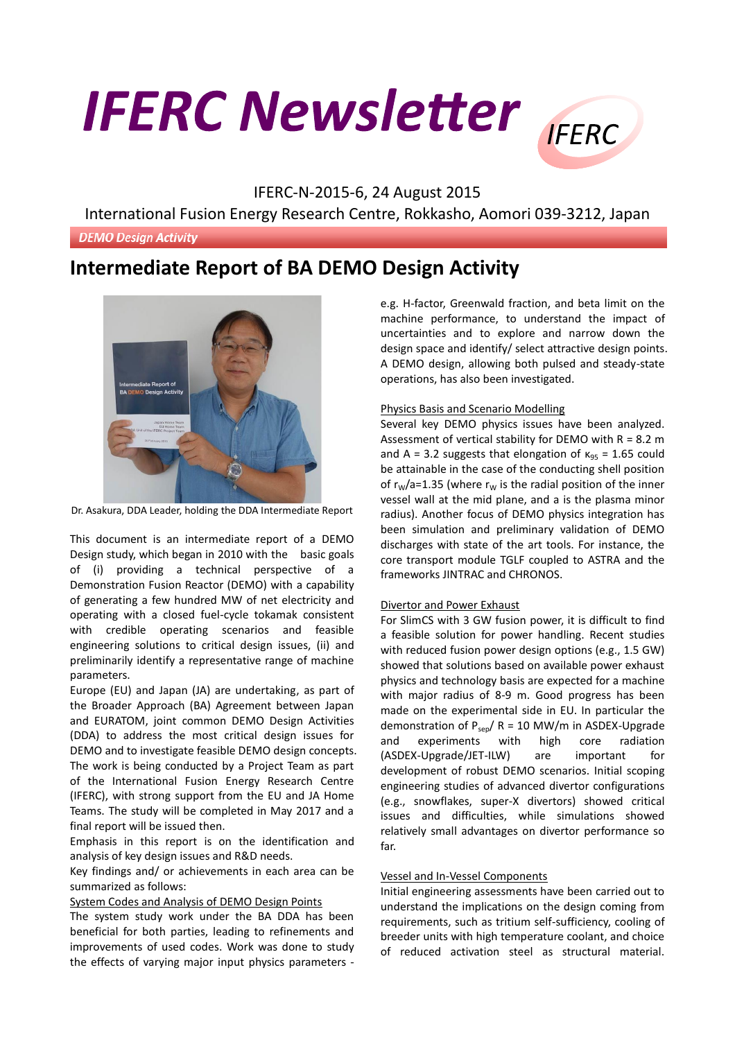# IFERC Newsletter

IFERC-N-2015-6, 24 August 2015

International Fusion Energy Research Centre, Rokkasho, Aomori 039-3212, Japan

*DEMO Design Activity*

## Intermediate Report of BA DEMO Design Activity

Dr. Asakura, DDA Leader, holding the DDA Intermediate Report

This document is an intermediate report of a DEMO Design study, which began in 2010 with the basic goals of (i) providing a technical perspective of a Demonstration Fusion Reactor (DEMO) with a capability of generating a few hundred MW of net electricity and operating with a closed fuel-cycle tokamak consistent with credible operating scenarios and feasible engineering solutions to critical design issues, (ii) and preliminarily identify a representative range of machine parameters.

Europe (EU) and Japan (JA) are undertaking, as part of the Broader Approach (BA) Agreement between Japan and EURATOM, joint common DEMO Design Activities (DDA) to address the most critical design issues for DEMO and to investigate feasible DEMO design concepts. The work is being conducted by a Project Team as part of the International Fusion Energy Research Centre (IFERC), with strong support from the EU and JA Home Teams. The study will be completed in May 2017 and a final report will be issued then.

Emphasis in this report is on the identification and analysis of key design issues and R&D needs.

Key findings and/ or achievements in each area can be summarized as follows:

<u>System Codes and Analysis of DEMO Design Points</u>

The system study work under the BA DDA has been beneficial for both parties, leading to refinements and improvements of used codes. Work was done to study the effects of varying major input physics parameters - e.g. H-factor, Greenwald fraction, and beta limit on the machine performance, to understand the impact of uncertainties and to explore and narrow down the design space and identify/ select attractive design points. A DEMO design, allowing both pulsed and steady-state operations, has also been investigated.

<u>Physics Basis and Scenario Modelling</u>

Several key DEMO physics issues have been analyzed. Assessment of vertical stability for DEMO with R = 8.2 m and A = 3.2 suggests that elongation of $\kappa_{95}$ = 1.65 could be attainable in the case of the conducting shell position of $r_W/a$=1.35 (where $r_W$ is the radial position of the inner vessel wall at the mid plane, and a is the plasma minor radius). Another focus of DEMO physics integration has been simulation and preliminary validation of DEMO discharges with state of the art tools. For instance, the core transport module TGLF coupled to ASTRA and the frameworks JINTRAC and CHRONOS.

<u>Divertor and Power Exhaust</u>

For SlimCS with 3 GW fusion power, it is difficult to find a feasible solution for power handling. Recent studies with reduced fusion power design options (e.g., 1.5 GW) showed that solutions based on available power exhaust physics and technology basis are expected for a machine with major radius of 8-9 m. Good progress has been made on the experimental side in EU. In particular the demonstration of $P_{sep}$/ R = 10 MW/m in ASDEX-Upgrade and experiments with high core radiation (ASDEX-Upgrade/JET-ILW) are important for development of robust DEMO scenarios. Initial scoping engineering studies of advanced divertor configurations (e.g., snowflakes, super-X divertors) showed critical issues and difficulties, while simulations showed relatively small advantages on divertor performance so far.

<u>Vessel and In-Vessel Components</u>

Initial engineering assessments have been carried out to understand the implications on the design coming from requirements, such as tritium self-sufficiency, cooling of breeder units with high temperature coolant, and choice of reduced activation steel as structural material.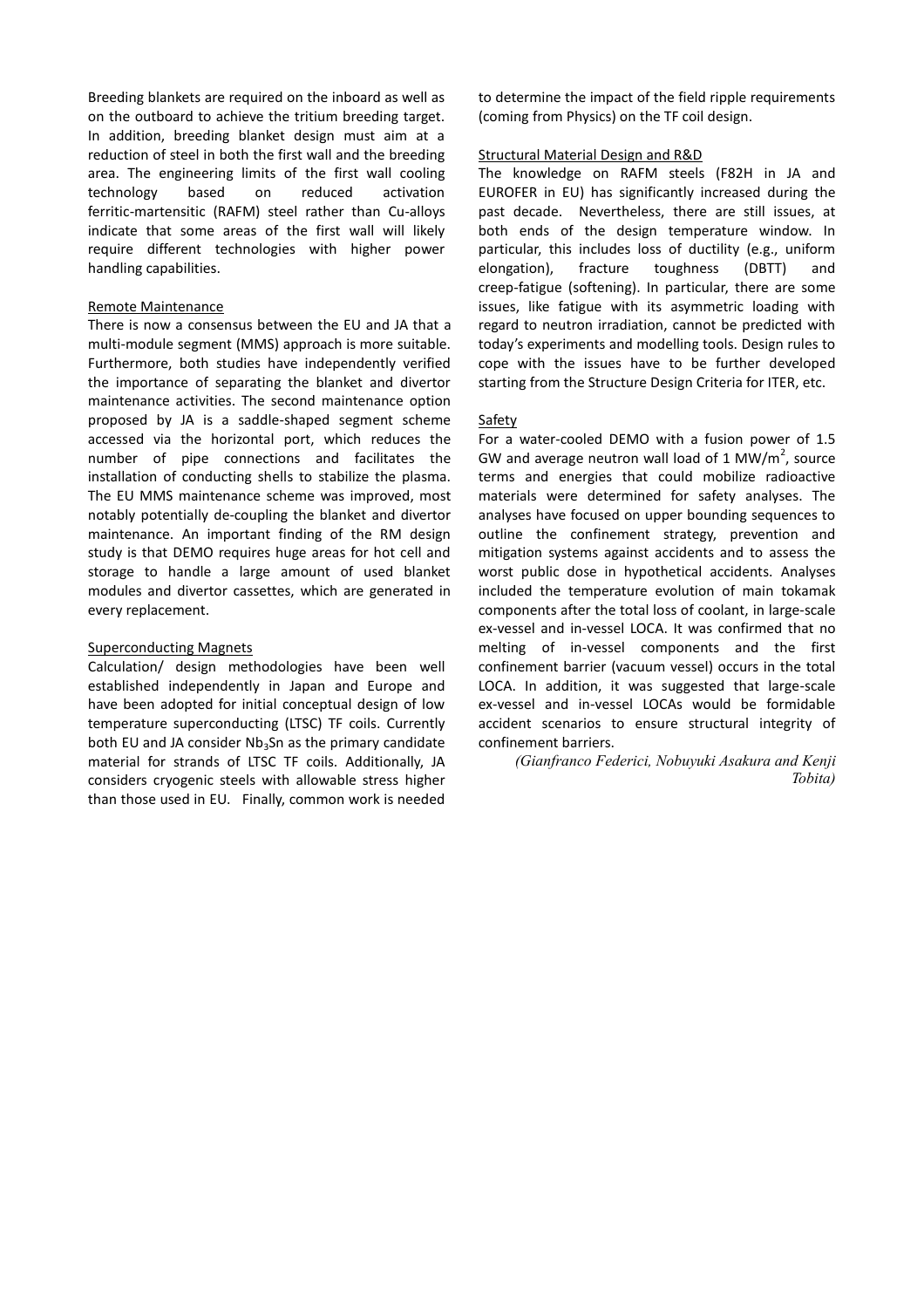Breeding blankets are required on the inboard as well as on the outboard to achieve the tritium breeding target. In addition, breeding blanket design must aim at a reduction of steel in both the first wall and the breeding area. The engineering limits of the first wall cooling technology based on reduced activation ferritic-martensitic (RAFM) steel rather than Cu-alloys indicate that some areas of the first wall will likely require different technologies with higher power handling capabilities.

Remote Maintenance

There is now a consensus between the EU and JA that a multi-module segment (MMS) approach is more suitable. Furthermore, both studies have independently verified the importance of separating the blanket and divertor maintenance activities. The second maintenance option proposed by JA is a saddle-shaped segment scheme accessed via the horizontal port, which reduces the number of pipe connections and facilitates the installation of conducting shells to stabilize the plasma. The EU MMS maintenance scheme was improved, most notably potentially de-coupling the blanket and divertor maintenance. An important finding of the RM design study is that DEMO requires huge areas for hot cell and storage to handle a large amount of used blanket modules and divertor cassettes, which are generated in every replacement.

Superconducting Magnets

Calculation/ design methodologies have been well established independently in Japan and Europe and have been adopted for initial conceptual design of low temperature superconducting (LTSC) TF coils. Currently both EU and JA consider $Nb_3Sn$ as the primary candidate material for strands of LTSC TF coils. Additionally, JA considers cryogenic steels with allowable stress higher than those used in EU. Finally, common work is needed to determine the impact of the field ripple requirements (coming from Physics) on the TF coil design.

Structural Material Design and R&D

The knowledge on RAFM steels (F82H in JA and EUROFER in EU) has significantly increased during the past decade. Nevertheless, there are still issues, at both ends of the design temperature window. In particular, this includes loss of ductility (e.g., uniform elongation), fracture toughness (DBTT) and creep-fatigue (softening). In particular, there are some issues, like fatigue with its asymmetric loading with regard to neutron irradiation, cannot be predicted with today's experiments and modelling tools. Design rules to cope with the issues have to be further developed starting from the Structure Design Criteria for ITER, etc.

Safety

For a water-cooled DEMO with a fusion power of 1.5 GW and average neutron wall load of 1 $MW/m^2$, source terms and energies that could mobilize radioactive materials were determined for safety analyses. The analyses have focused on upper bounding sequences to outline the confinement strategy, prevention and mitigation systems against accidents and to assess the worst public dose in hypothetical accidents. Analyses included the temperature evolution of main tokamak components after the total loss of coolant, in large-scale ex-vessel and in-vessel LOCA. It was confirmed that no melting of in-vessel components and the first confinement barrier (vacuum vessel) occurs in the total LOCA. In addition, it was suggested that large-scale ex-vessel and in-vessel LOCAs would be formidable accident scenarios to ensure structural integrity of confinement barriers.

*(Gianfranco Federici, Nobuyuki Asakura and Kenji Tobita)*